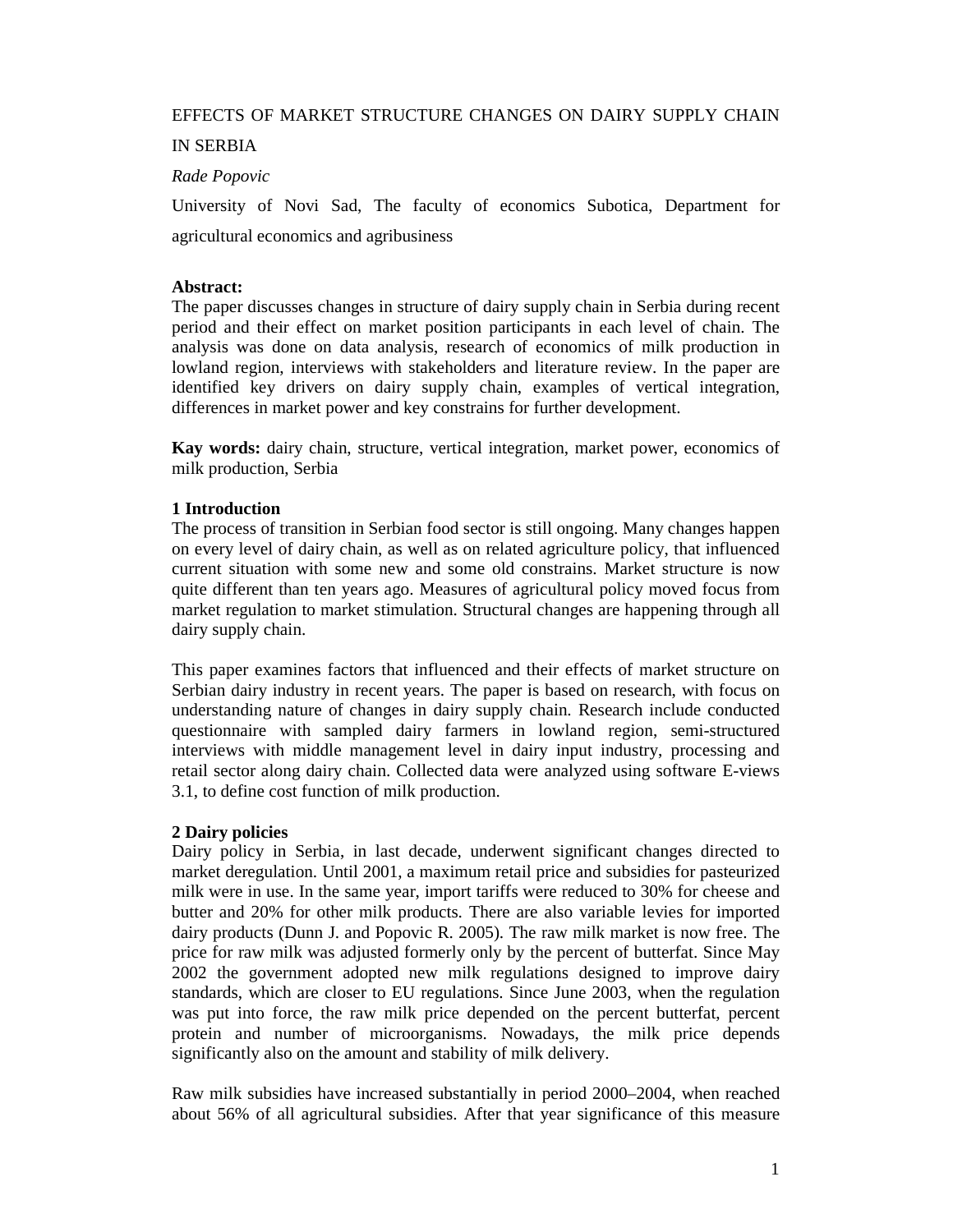# EFFECTS OF MARKET STRUCTURE CHANGES ON DAIRY SUPPLY CHAIN IN SERBIA

*Rade Popovic*

University of Novi Sad, The faculty of economics Subotica, Department for agricultural economics and agribusiness

**Abstract:**
The paper discusses changes in structure of dairy supply chain in Serbia during recent period and their effect on market position participants in each level of chain. The analysis was done on data analysis, research of economics of milk production in lowland region, interviews with stakeholders and literature review. In the paper are identified key drivers on dairy supply chain, examples of vertical integration, differences in market power and key constrains for further development.

**Kay words:** dairy chain, structure, vertical integration, market power, economics of milk production, Serbia

## 1 Introduction

The process of transition in Serbian food sector is still ongoing. Many changes happen on every level of dairy chain, as well as on related agriculture policy, that influenced current situation with some new and some old constrains. Market structure is now quite different than ten years ago. Measures of agricultural policy moved focus from market regulation to market stimulation. Structural changes are happening through all dairy supply chain.

This paper examines factors that influenced and their effects of market structure on Serbian dairy industry in recent years. The paper is based on research, with focus on understanding nature of changes in dairy supply chain. Research include conducted questionnaire with sampled dairy farmers in lowland region, semi-structured interviews with middle management level in dairy input industry, processing and retail sector along dairy chain. Collected data were analyzed using software E-views 3.1, to define cost function of milk production.

## 2 Dairy policies

Dairy policy in Serbia, in last decade, underwent significant changes directed to market deregulation. Until 2001, a maximum retail price and subsidies for pasteurized milk were in use. In the same year, import tariffs were reduced to 30% for cheese and butter and 20% for other milk products. There are also variable levies for imported dairy products (Dunn J. and Popovic R. 2005). The raw milk market is now free. The price for raw milk was adjusted formerly only by the percent of butterfat. Since May 2002 the government adopted new milk regulations designed to improve dairy standards, which are closer to EU regulations. Since June 2003, when the regulation was put into force, the raw milk price depended on the percent butterfat, percent protein and number of microorganisms. Nowadays, the milk price depends significantly also on the amount and stability of milk delivery.

Raw milk subsidies have increased substantially in period 2000–2004, when reached about 56% of all agricultural subsidies. After that year significance of this measure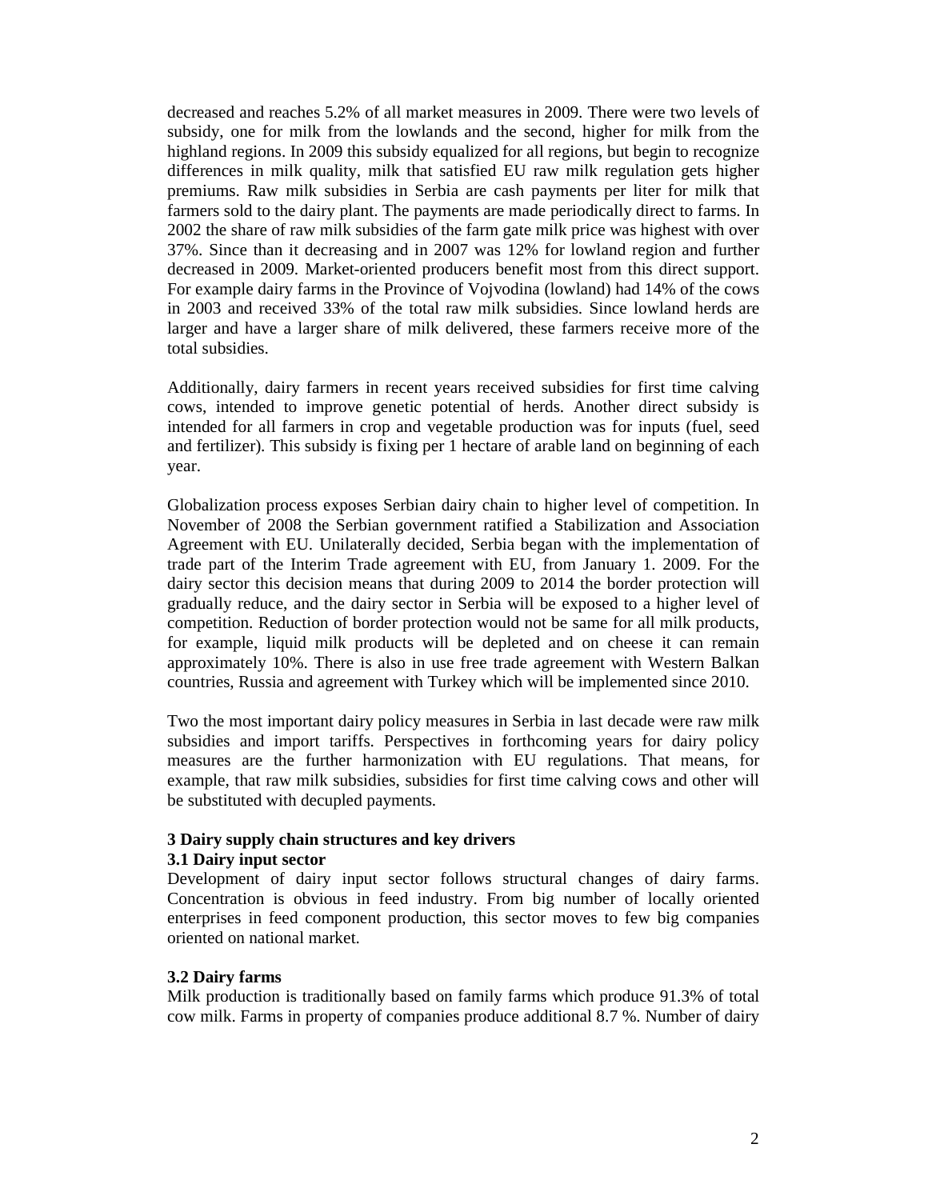decreased and reaches 5.2% of all market measures in 2009. There were two levels of subsidy, one for milk from the lowlands and the second, higher for milk from the highland regions. In 2009 this subsidy equalized for all regions, but begin to recognize differences in milk quality, milk that satisfied EU raw milk regulation gets higher premiums. Raw milk subsidies in Serbia are cash payments per liter for milk that farmers sold to the dairy plant. The payments are made periodically direct to farms. In 2002 the share of raw milk subsidies of the farm gate milk price was highest with over 37%. Since than it decreasing and in 2007 was 12% for lowland region and further decreased in 2009. Market-oriented producers benefit most from this direct support. For example dairy farms in the Province of Vojvodina (lowland) had 14% of the cows in 2003 and received 33% of the total raw milk subsidies. Since lowland herds are larger and have a larger share of milk delivered, these farmers receive more of the total subsidies.

Additionally, dairy farmers in recent years received subsidies for first time calving cows, intended to improve genetic potential of herds. Another direct subsidy is intended for all farmers in crop and vegetable production was for inputs (fuel, seed and fertilizer). This subsidy is fixing per 1 hectare of arable land on beginning of each year.

Globalization process exposes Serbian dairy chain to higher level of competition. In November of 2008 the Serbian government ratified a Stabilization and Association Agreement with EU. Unilaterally decided, Serbia began with the implementation of trade part of the Interim Trade agreement with EU, from January 1. 2009. For the dairy sector this decision means that during 2009 to 2014 the border protection will gradually reduce, and the dairy sector in Serbia will be exposed to a higher level of competition. Reduction of border protection would not be same for all milk products, for example, liquid milk products will be depleted and on cheese it can remain approximately 10%. There is also in use free trade agreement with Western Balkan countries, Russia and agreement with Turkey which will be implemented since 2010.

Two the most important dairy policy measures in Serbia in last decade were raw milk subsidies and import tariffs. Perspectives in forthcoming years for dairy policy measures are the further harmonization with EU regulations. That means, for example, that raw milk subsidies, subsidies for first time calving cows and other will be substituted with decupled payments.

## 3 Dairy supply chain structures and key drivers

### 3.1 Dairy input sector

Development of dairy input sector follows structural changes of dairy farms. Concentration is obvious in feed industry. From big number of locally oriented enterprises in feed component production, this sector moves to few big companies oriented on national market.

### 3.2 Dairy farms

Milk production is traditionally based on family farms which produce 91.3% of total cow milk. Farms in property of companies produce additional 8.7 %. Number of dairy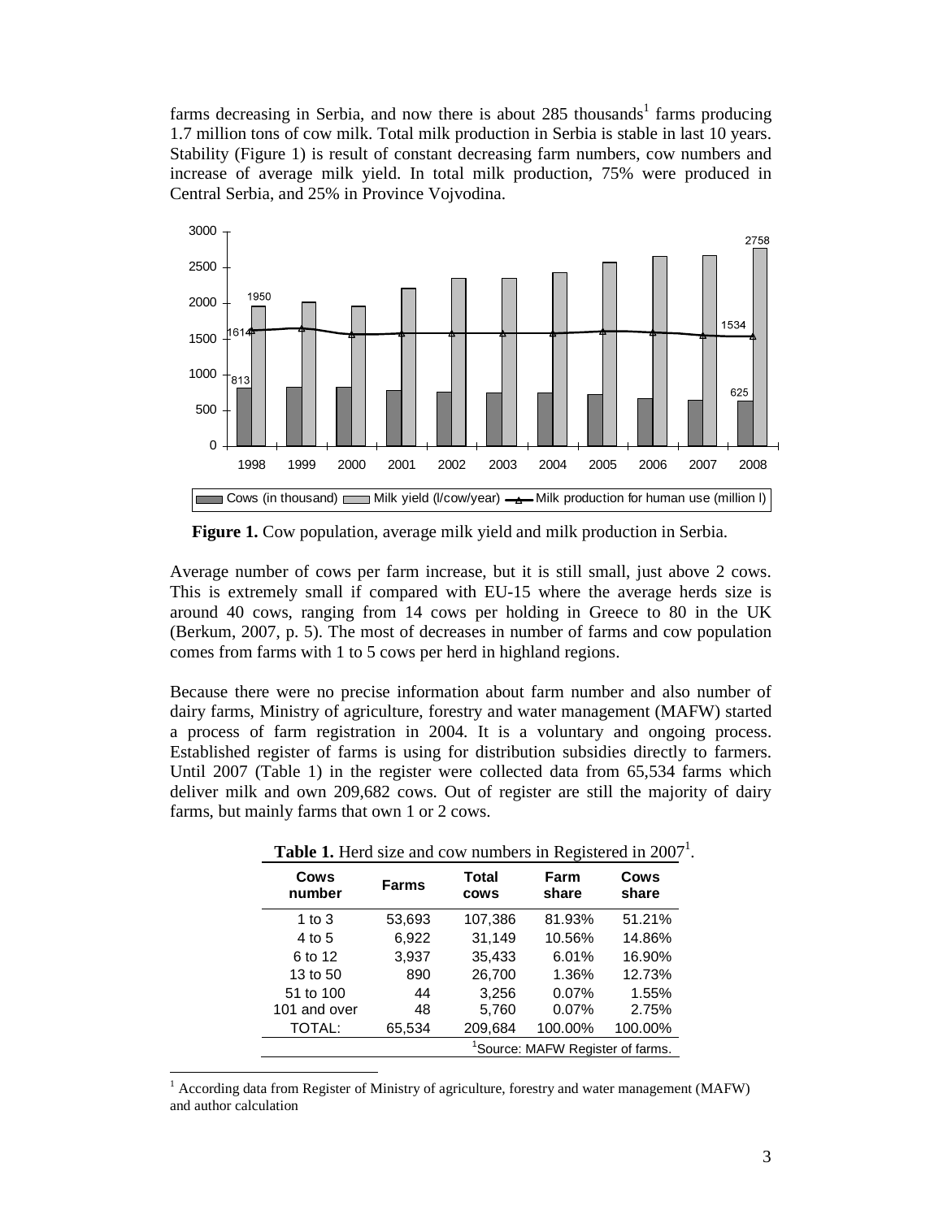farms decreasing in Serbia, and now there is about 285 thousands[1] farms producing 1.7 million tons of cow milk. Total milk production in Serbia is stable in last 10 years. Stability (Figure 1) is result of constant decreasing farm numbers, cow numbers and increase of average milk yield. In total milk production, 75% were produced in Central Serbia, and 25% in Province Vojvodina.

**Figure 1.** Cow population, average milk yield and milk production in Serbia.

Average number of cows per farm increase, but it is still small, just above 2 cows. This is extremely small if compared with EU-15 where the average herds size is around 40 cows, ranging from 14 cows per holding in Greece to 80 in the UK (Berkum, 2007, p. 5). The most of decreases in number of farms and cow population comes from farms with 1 to 5 cows per herd in highland regions.

Because there were no precise information about farm number and also number of dairy farms, Ministry of agriculture, forestry and water management (MAFW) started a process of farm registration in 2004. It is a voluntary and ongoing process. Established register of farms is using for distribution subsidies directly to farmers. Until 2007 (Table 1) in the register were collected data from 65,534 farms which deliver milk and own 209,682 cows. Out of register are still the majority of dairy farms, but mainly farms that own 1 or 2 cows.

**Table 1.** Herd size and cow numbers in Registered in 2007[1].

| Cows number | Farms | Total cows | Farm share | Cows share |
|---|---|---|---|---|
| 1 to 3 | 53,693 | 107,386 | 81.93% | 51.21% |
| 4 to 5 | 6,922 | 31,149 | 10.56% | 14.86% |
| 6 to 12 | 3,937 | 35,433 | 6.01% | 16.90% |
| 13 to 50 | 890 | 26,700 | 1.36% | 12.73% |
| 51 to 100 | 44 | 3,256 | 0.07% | 1.55% |
| 101 and over | 48 | 5,760 | 0.07% | 2.75% |
| TOTAL: | 65,534 | 209,684 | 100.00% | 100.00% |

[1]Source: MAFW Register of farms.

[1] According data from Register of Ministry of agriculture, forestry and water management (MAFW) and author calculation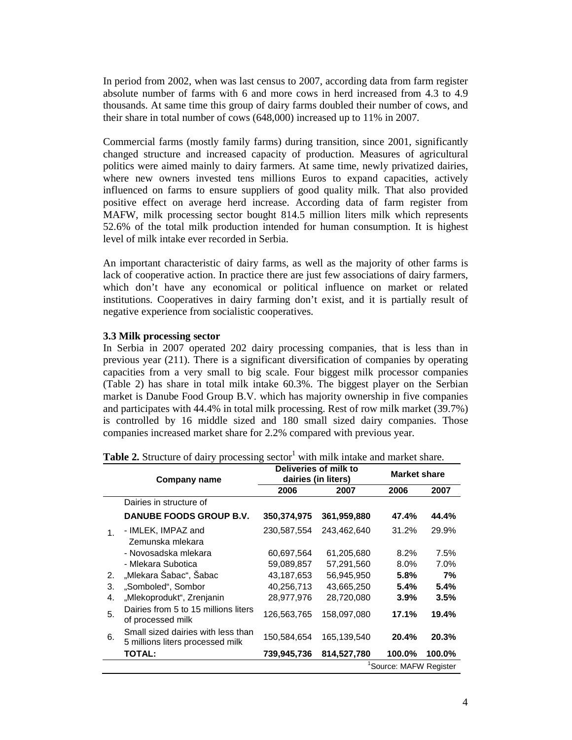In period from 2002, when was last census to 2007, according data from farm register absolute number of farms with 6 and more cows in herd increased from 4.3 to 4.9 thousands. At same time this group of dairy farms doubled their number of cows, and their share in total number of cows (648,000) increased up to 11% in 2007.

Commercial farms (mostly family farms) during transition, since 2001, significantly changed structure and increased capacity of production. Measures of agricultural politics were aimed mainly to dairy farmers. At same time, newly privatized dairies, where new owners invested tens millions Euros to expand capacities, actively influenced on farms to ensure suppliers of good quality milk. That also provided positive effect on average herd increase. According data of farm register from MAFW, milk processing sector bought 814.5 million liters milk which represents 52.6% of the total milk production intended for human consumption. It is highest level of milk intake ever recorded in Serbia.

An important characteristic of dairy farms, as well as the majority of other farms is lack of cooperative action. In practice there are just few associations of dairy farmers, which don't have any economical or political influence on market or related institutions. Cooperatives in dairy farming don't exist, and it is partially result of negative experience from socialistic cooperatives.

### 3.3 Milk processing sector

In Serbia in 2007 operated 202 dairy processing companies, that is less than in previous year (211). There is a significant diversification of companies by operating capacities from a very small to big scale. Four biggest milk processor companies (Table 2) has share in total milk intake 60.3%. The biggest player on the Serbian market is Danube Food Group B.V. which has majority ownership in five companies and participates with 44.4% in total milk processing. Rest of row milk market (39.7%) is controlled by 16 middle sized and 180 small sized dairy companies. Those companies increased market share for 2.2% compared with previous year.

**Table 2.** Structure of dairy processing sector[1] with milk intake and market share.

| | Company name | Deliveries of milk to dairies (in liters) | | Market share | |
|---|---|---|---|---|---|
| | | 2006 | 2007 | 2006 | 2007 |
| 1. | Dairies in structure of **DANUBE FOODS GROUP B.V.** | **350,374,975** | **361,959,880** | **47.4%** | **44.4%** |
| | - IMLEK, IMPAZ and Zemunska mlekara | 230,587,554 | 243,462,640 | 31.2% | 29.9% |
| | - Novosadska mlekara | 60,697,564 | 61,205,680 | 8.2% | 7.5% |
| | - Mlekara Subotica | 59,089,857 | 57,291,560 | 8.0% | 7.0% |
| 2. | „Mlekara Šabac", Šabac | 43,187,653 | 56,945,950 | **5.8%** | **7%** |
| 3. | „Somboled", Sombor | 40,256,713 | 43,665,250 | **5.4%** | **5.4%** |
| 4. | „Mlekoprodukt", Zrenjanin | 28,977,976 | 28,720,080 | **3.9%** | **3.5%** |
| 5. | Dairies from 5 to 15 millions liters of processed milk | 126,563,765 | 158,097,080 | **17.1%** | **19.4%** |
| 6. | Small sized dairies with less than 5 millions liters processed milk | 150,584,654 | 165,139,540 | **20.4%** | **20.3%** |
| | **TOTAL:** | **739,945,736** | **814,527,780** | **100.0%** | **100.0%** |

[1]Source: MAFW Register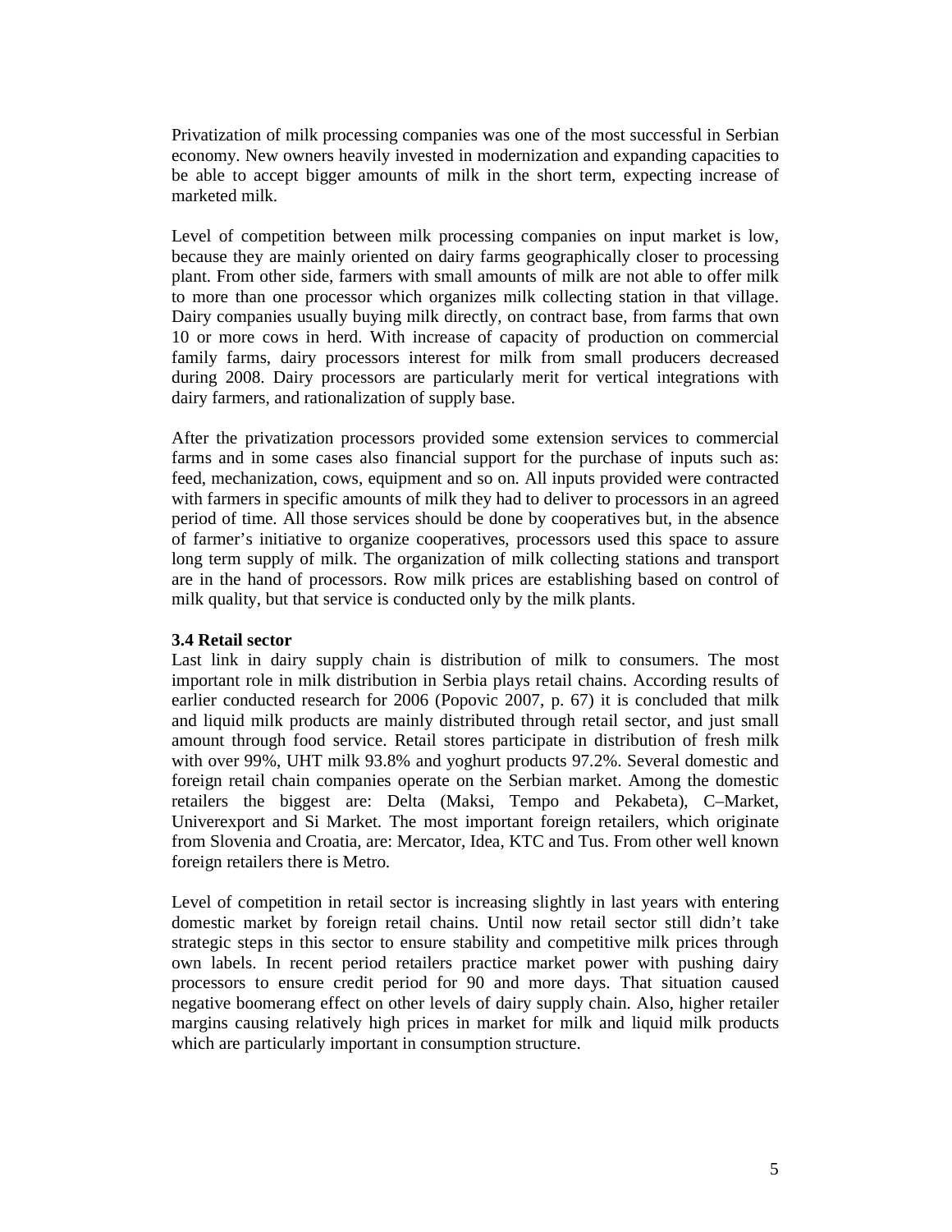Privatization of milk processing companies was one of the most successful in Serbian economy. New owners heavily invested in modernization and expanding capacities to be able to accept bigger amounts of milk in the short term, expecting increase of marketed milk.

Level of competition between milk processing companies on input market is low, because they are mainly oriented on dairy farms geographically closer to processing plant. From other side, farmers with small amounts of milk are not able to offer milk to more than one processor which organizes milk collecting station in that village. Dairy companies usually buying milk directly, on contract base, from farms that own 10 or more cows in herd. With increase of capacity of production on commercial family farms, dairy processors interest for milk from small producers decreased during 2008. Dairy processors are particularly merit for vertical integrations with dairy farmers, and rationalization of supply base.

After the privatization processors provided some extension services to commercial farms and in some cases also financial support for the purchase of inputs such as: feed, mechanization, cows, equipment and so on. All inputs provided were contracted with farmers in specific amounts of milk they had to deliver to processors in an agreed period of time. All those services should be done by cooperatives but, in the absence of farmer's initiative to organize cooperatives, processors used this space to assure long term supply of milk. The organization of milk collecting stations and transport are in the hand of processors. Row milk prices are establishing based on control of milk quality, but that service is conducted only by the milk plants.

### 3.4 Retail sector

Last link in dairy supply chain is distribution of milk to consumers. The most important role in milk distribution in Serbia plays retail chains. According results of earlier conducted research for 2006 (Popovic 2007, p. 67) it is concluded that milk and liquid milk products are mainly distributed through retail sector, and just small amount through food service. Retail stores participate in distribution of fresh milk with over 99%, UHT milk 93.8% and yoghurt products 97.2%. Several domestic and foreign retail chain companies operate on the Serbian market. Among the domestic retailers the biggest are: Delta (Maksi, Tempo and Pekabeta), C–Market, Univerexport and Si Market. The most important foreign retailers, which originate from Slovenia and Croatia, are: Mercator, Idea, KTC and Tus. From other well known foreign retailers there is Metro.

Level of competition in retail sector is increasing slightly in last years with entering domestic market by foreign retail chains. Until now retail sector still didn't take strategic steps in this sector to ensure stability and competitive milk prices through own labels. In recent period retailers practice market power with pushing dairy processors to ensure credit period for 90 and more days. That situation caused negative boomerang effect on other levels of dairy supply chain. Also, higher retailer margins causing relatively high prices in market for milk and liquid milk products which are particularly important in consumption structure.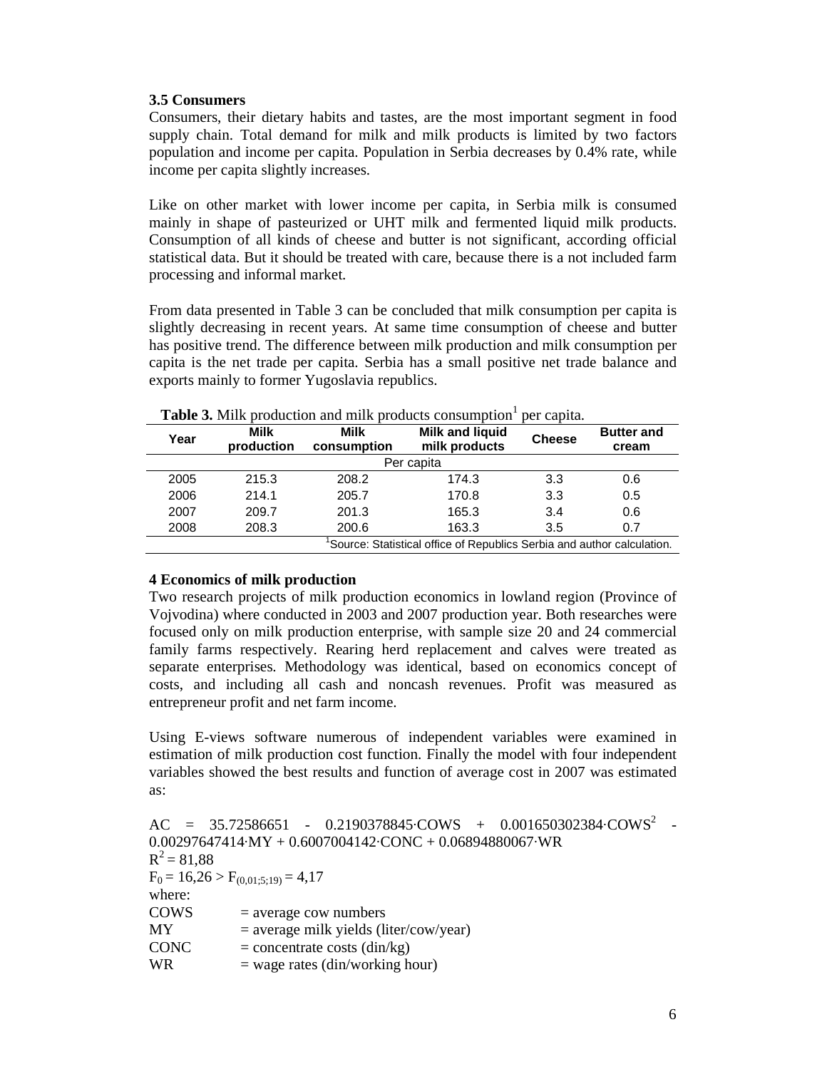### 3.5 Consumers

Consumers, their dietary habits and tastes, are the most important segment in food supply chain. Total demand for milk and milk products is limited by two factors population and income per capita. Population in Serbia decreases by 0.4% rate, while income per capita slightly increases.

Like on other market with lower income per capita, in Serbia milk is consumed mainly in shape of pasteurized or UHT milk and fermented liquid milk products. Consumption of all kinds of cheese and butter is not significant, according official statistical data. But it should be treated with care, because there is a not included farm processing and informal market.

From data presented in Table 3 can be concluded that milk consumption per capita is slightly decreasing in recent years. At same time consumption of cheese and butter has positive trend. The difference between milk production and milk consumption per capita is the net trade per capita. Serbia has a small positive net trade balance and exports mainly to former Yugoslavia republics.

**Table 3.** Milk production and milk products consumption[1] per capita.

| Year | Milk production | Milk consumption | Milk and liquid milk products | Cheese | Butter and cream |
|---|---|---|---|---|---|
| | | | Per capita | | |
| 2005 | 215.3 | 208.2 | 174.3 | 3.3 | 0.6 |
| 2006 | 214.1 | 205.7 | 170.8 | 3.3 | 0.5 |
| 2007 | 209.7 | 201.3 | 165.3 | 3.4 | 0.6 |
| 2008 | 208.3 | 200.6 | 163.3 | 3.5 | 0.7 |

[1]Source: Statistical office of Republics Serbia and author calculation.

## 4 Economics of milk production

Two research projects of milk production economics in lowland region (Province of Vojvodina) where conducted in 2003 and 2007 production year. Both researches were focused only on milk production enterprise, with sample size 20 and 24 commercial family farms respectively. Rearing herd replacement and calves were treated as separate enterprises. Methodology was identical, based on economics concept of costs, and including all cash and noncash revenues. Profit was measured as entrepreneur profit and net farm income.

Using E-views software numerous of independent variables were examined in estimation of milk production cost function. Finally the model with four independent variables showed the best results and function of average cost in 2007 was estimated as:

$$AC = 35.72586651 - 0.2190378845 \cdot COWS + 0.001650302384 \cdot COWS^2 - 0.00297647414 \cdot MY + 0.6007004142 \cdot CONC + 0.06894880067 \cdot WR$$

$R^2 = 81{,}88$

$F_0 = 16{,}26 > F_{(0{,}01;5;19)} = 4{,}17$

where:

- COWS = average cow numbers
- MY = average milk yields (liter/cow/year)
- CONC = concentrate costs (din/kg)
- WR = wage rates (din/working hour)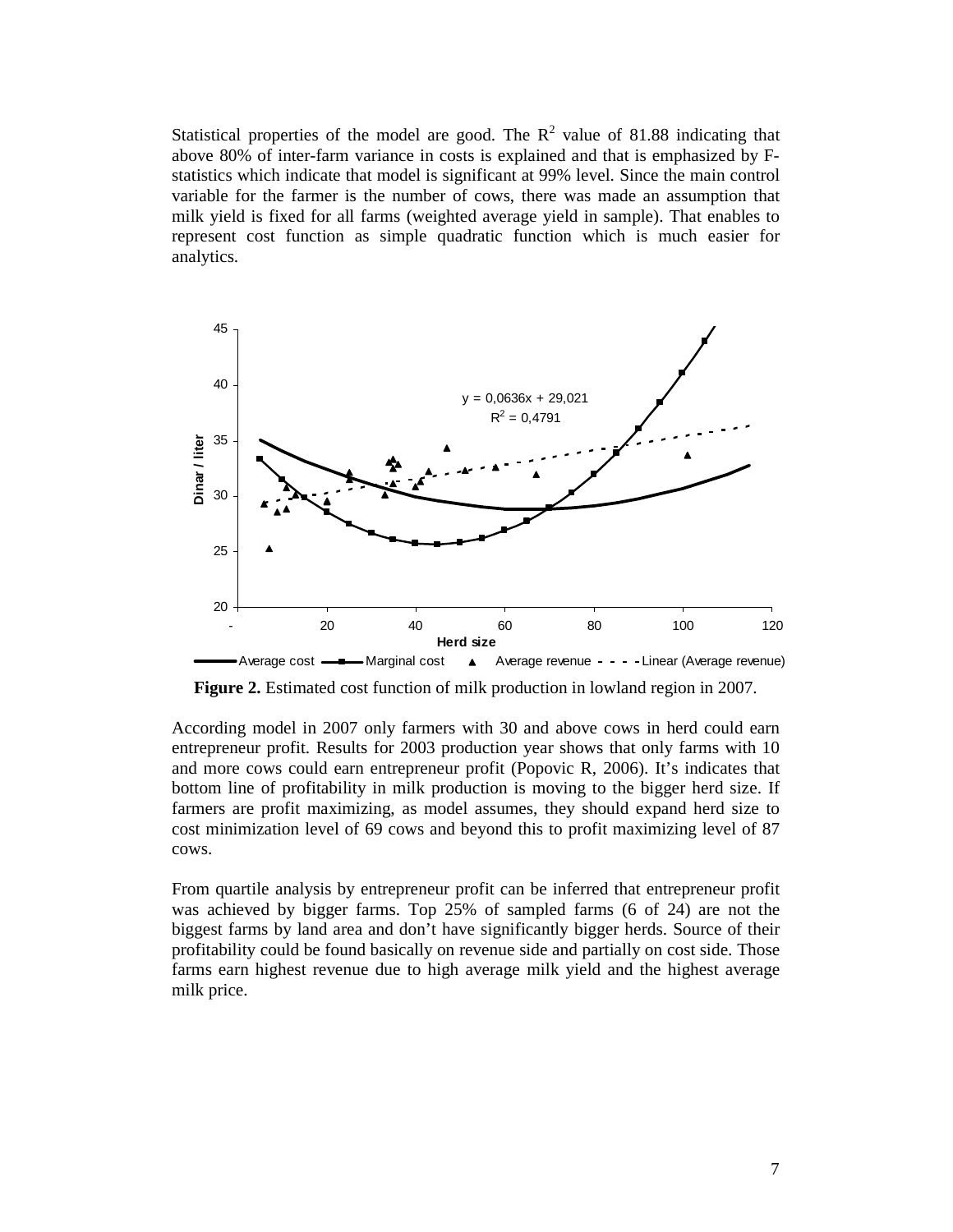Statistical properties of the model are good. The $R^2$ value of 81.88 indicating that above 80% of inter-farm variance in costs is explained and that is emphasized by F-statistics which indicate that model is significant at 99% level. Since the main control variable for the farmer is the number of cows, there was made an assumption that milk yield is fixed for all farms (weighted average yield in sample). That enables to represent cost function as simple quadratic function which is much easier for analytics.

**Figure 2.** Estimated cost function of milk production in lowland region in 2007.

According model in 2007 only farmers with 30 and above cows in herd could earn entrepreneur profit. Results for 2003 production year shows that only farms with 10 and more cows could earn entrepreneur profit (Popovic R, 2006). It's indicates that bottom line of profitability in milk production is moving to the bigger herd size. If farmers are profit maximizing, as model assumes, they should expand herd size to cost minimization level of 69 cows and beyond this to profit maximizing level of 87 cows.

From quartile analysis by entrepreneur profit can be inferred that entrepreneur profit was achieved by bigger farms. Top 25% of sampled farms (6 of 24) are not the biggest farms by land area and don't have significantly bigger herds. Source of their profitability could be found basically on revenue side and partially on cost side. Those farms earn highest revenue due to high average milk yield and the highest average milk price.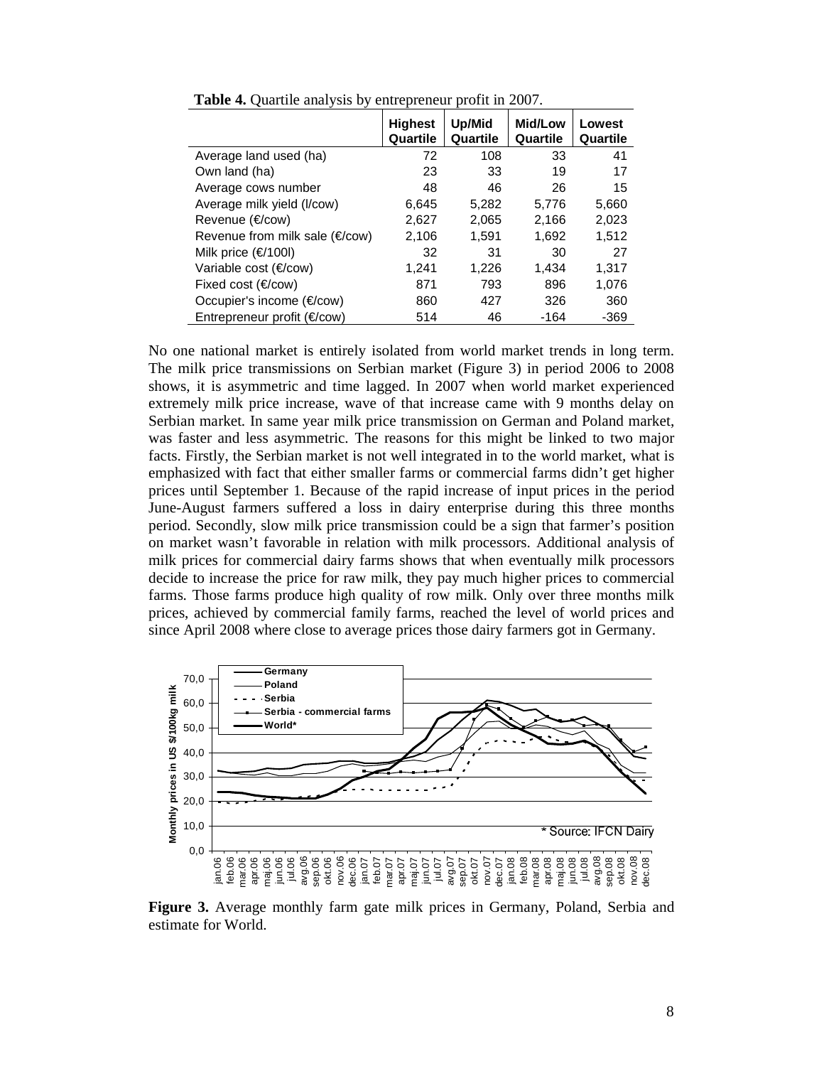**Table 4.** Quartile analysis by entrepreneur profit in 2007.

| | Highest Quartile | Up/Mid Quartile | Mid/Low Quartile | Lowest Quartile |
|---|---|---|---|---|
| Average land used (ha) | 72 | 108 | 33 | 41 |
| Own land (ha) | 23 | 33 | 19 | 17 |
| Average cows number | 48 | 46 | 26 | 15 |
| Average milk yield (l/cow) | 6,645 | 5,282 | 5,776 | 5,660 |
| Revenue (€/cow) | 2,627 | 2,065 | 2,166 | 2,023 |
| Revenue from milk sale (€/cow) | 2,106 | 1,591 | 1,692 | 1,512 |
| Milk price (€/100l) | 32 | 31 | 30 | 27 |
| Variable cost (€/cow) | 1,241 | 1,226 | 1,434 | 1,317 |
| Fixed cost (€/cow) | 871 | 793 | 896 | 1,076 |
| Occupier's income (€/cow) | 860 | 427 | 326 | 360 |
| Entrepreneur profit (€/cow) | 514 | 46 | -164 | -369 |

No one national market is entirely isolated from world market trends in long term. The milk price transmissions on Serbian market (Figure 3) in period 2006 to 2008 shows, it is asymmetric and time lagged. In 2007 when world market experienced extremely milk price increase, wave of that increase came with 9 months delay on Serbian market. In same year milk price transmission on German and Poland market, was faster and less asymmetric. The reasons for this might be linked to two major facts. Firstly, the Serbian market is not well integrated in to the world market, what is emphasized with fact that either smaller farms or commercial farms didn't get higher prices until September 1. Because of the rapid increase of input prices in the period June-August farmers suffered a loss in dairy enterprise during this three months period. Secondly, slow milk price transmission could be a sign that farmer's position on market wasn't favorable in relation with milk processors. Additional analysis of milk prices for commercial dairy farms shows that when eventually milk processors decide to increase the price for raw milk, they pay much higher prices to commercial farms. Those farms produce high quality of row milk. Only over three months milk prices, achieved by commercial family farms, reached the level of world prices and since April 2008 where close to average prices those dairy farmers got in Germany.

**Figure 3.** Average monthly farm gate milk prices in Germany, Poland, Serbia and estimate for World.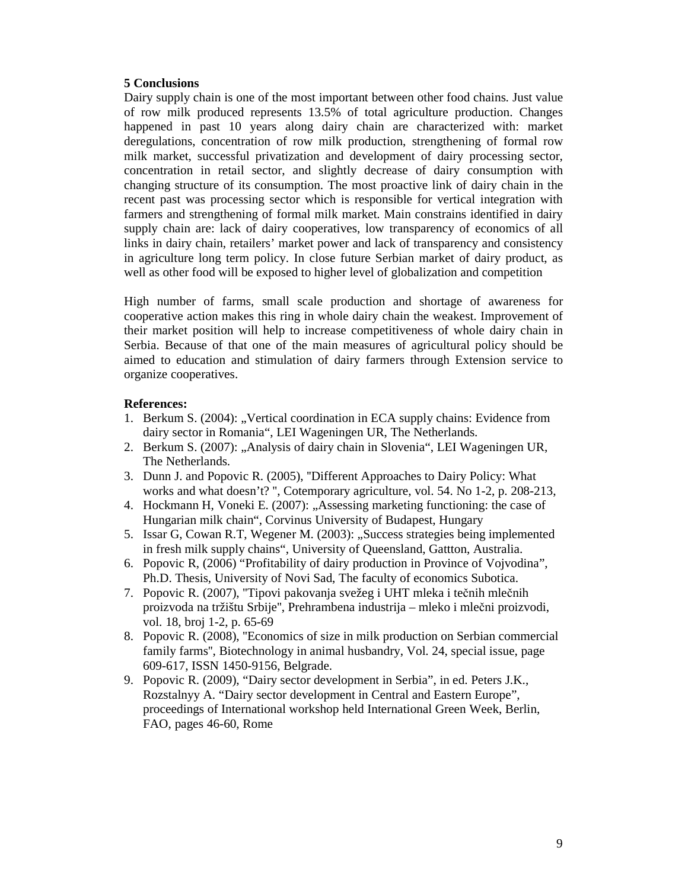## 5 Conclusions

Dairy supply chain is one of the most important between other food chains. Just value of row milk produced represents 13.5% of total agriculture production. Changes happened in past 10 years along dairy chain are characterized with: market deregulations, concentration of row milk production, strengthening of formal row milk market, successful privatization and development of dairy processing sector, concentration in retail sector, and slightly decrease of dairy consumption with changing structure of its consumption. The most proactive link of dairy chain in the recent past was processing sector which is responsible for vertical integration with farmers and strengthening of formal milk market. Main constrains identified in dairy supply chain are: lack of dairy cooperatives, low transparency of economics of all links in dairy chain, retailers' market power and lack of transparency and consistency in agriculture long term policy. In close future Serbian market of dairy product, as well as other food will be exposed to higher level of globalization and competition

High number of farms, small scale production and shortage of awareness for cooperative action makes this ring in whole dairy chain the weakest. Improvement of their market position will help to increase competitiveness of whole dairy chain in Serbia. Because of that one of the main measures of agricultural policy should be aimed to education and stimulation of dairy farmers through Extension service to organize cooperatives.

**References:**

1. Berkum S. (2004): „Vertical coordination in ECA supply chains: Evidence from dairy sector in Romania“, LEI Wageningen UR, The Netherlands.
2. Berkum S. (2007): „Analysis of dairy chain in Slovenia“, LEI Wageningen UR, The Netherlands.
3. Dunn J. and Popovic R. (2005), "Different Approaches to Dairy Policy: What works and what doesn't? ", Cotemporary agriculture, vol. 54. No 1-2, p. 208-213,
4. Hockmann H, Voneki E. (2007): „Assessing marketing functioning: the case of Hungarian milk chain“, Corvinus University of Budapest, Hungary
5. Issar G, Cowan R.T, Wegener M. (2003): „Success strategies being implemented in fresh milk supply chains“, University of Queensland, Gattton, Australia.
6. Popovic R, (2006) "Profitability of dairy production in Province of Vojvodina", Ph.D. Thesis, University of Novi Sad, The faculty of economics Subotica.
7. Popovic R. (2007), "Tipovi pakovanja svežeg i UHT mleka i tečnih mlečnih proizvoda na tržištu Srbije", Prehrambena industrija – mleko i mlečni proizvodi, vol. 18, broj 1-2, p. 65-69
8. Popovic R. (2008), "Economics of size in milk production on Serbian commercial family farms", Biotechnology in animal husbandry, Vol. 24, special issue, page 609-617, ISSN 1450-9156, Belgrade.
9. Popovic R. (2009), "Dairy sector development in Serbia", in ed. Peters J.K., Rozstalnyy A. "Dairy sector development in Central and Eastern Europe", proceedings of International workshop held International Green Week, Berlin, FAO, pages 46-60, Rome